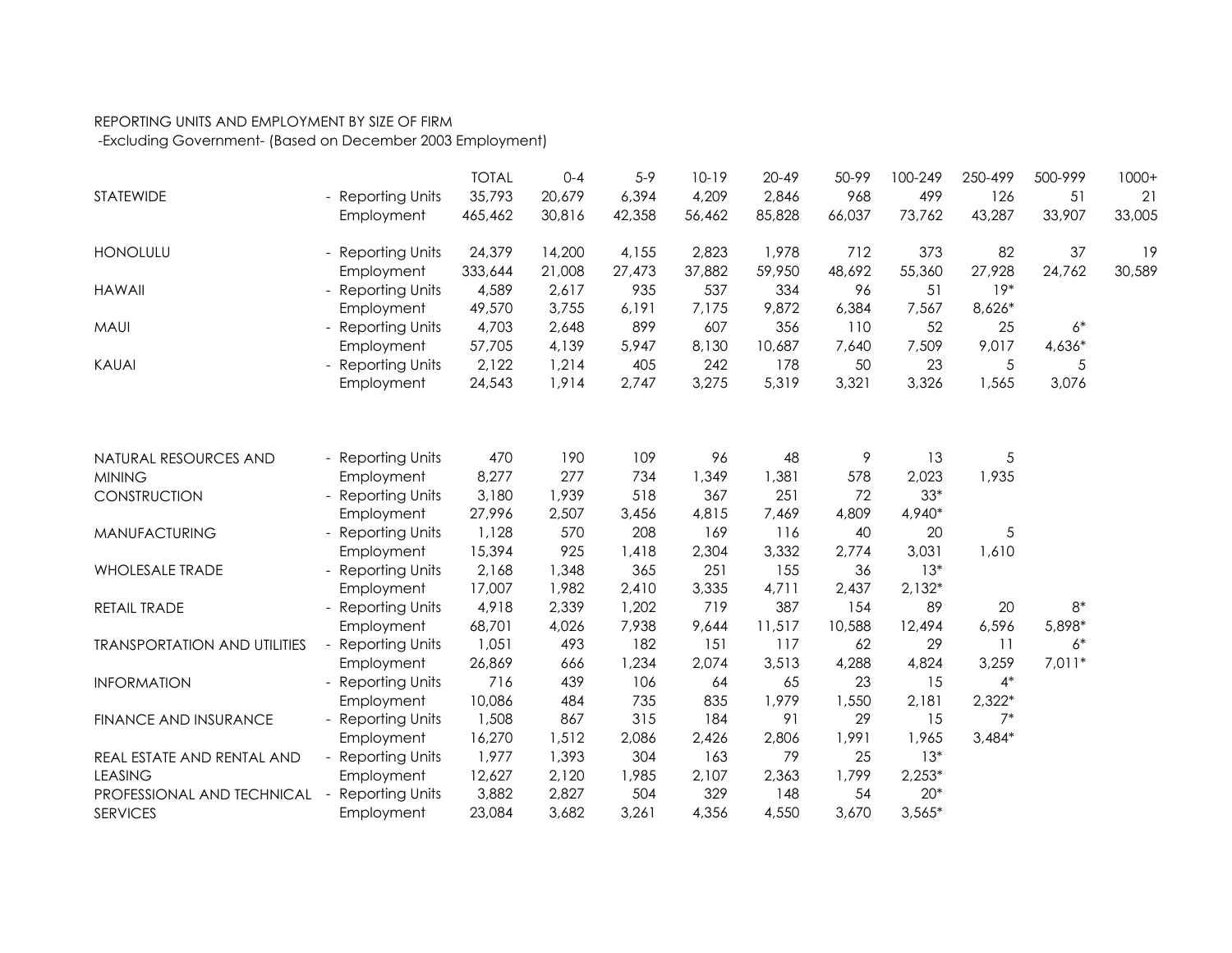REPORTING UNITS AND EMPLOYMENT BY SIZE OF FIRM
-Excluding Government- (Based on December 2003 Employment)

| | | TOTAL | 0-4 | 5-9 | 10-19 | 20-49 | 50-99 | 100-249 | 250-499 | 500-999 | 1000+ |
|---|---|---|---|---|---|---|---|---|---|---|---|
| STATEWIDE | - Reporting Units | 35,793 | 20,679 | 6,394 | 4,209 | 2,846 | 968 | 499 | 126 | 51 | 21 |
| | Employment | 465,462 | 30,816 | 42,358 | 56,462 | 85,828 | 66,037 | 73,762 | 43,287 | 33,907 | 33,005 |
| HONOLULU | - Reporting Units | 24,379 | 14,200 | 4,155 | 2,823 | 1,978 | 712 | 373 | 82 | 37 | 19 |
| | Employment | 333,644 | 21,008 | 27,473 | 37,882 | 59,950 | 48,692 | 55,360 | 27,928 | 24,762 | 30,589 |
| HAWAII | - Reporting Units | 4,589 | 2,617 | 935 | 537 | 334 | 96 | 51 | 19* | | |
| | Employment | 49,570 | 3,755 | 6,191 | 7,175 | 9,872 | 6,384 | 7,567 | 8,626* | | |
| MAUI | - Reporting Units | 4,703 | 2,648 | 899 | 607 | 356 | 110 | 52 | 25 | 6* | |
| | Employment | 57,705 | 4,139 | 5,947 | 8,130 | 10,687 | 7,640 | 7,509 | 9,017 | 4,636* | |
| KAUAI | - Reporting Units | 2,122 | 1,214 | 405 | 242 | 178 | 50 | 23 | 5 | 5 | |
| | Employment | 24,543 | 1,914 | 2,747 | 3,275 | 5,319 | 3,321 | 3,326 | 1,565 | 3,076 | |
| NATURAL RESOURCES AND MINING | - Reporting Units | 470 | 190 | 109 | 96 | 48 | 9 | 13 | 5 | | |
| | Employment | 8,277 | 277 | 734 | 1,349 | 1,381 | 578 | 2,023 | 1,935 | | |
| CONSTRUCTION | - Reporting Units | 3,180 | 1,939 | 518 | 367 | 251 | 72 | 33* | | | |
| | Employment | 27,996 | 2,507 | 3,456 | 4,815 | 7,469 | 4,809 | 4,940* | | | |
| MANUFACTURING | - Reporting Units | 1,128 | 570 | 208 | 169 | 116 | 40 | 20 | 5 | | |
| | Employment | 15,394 | 925 | 1,418 | 2,304 | 3,332 | 2,774 | 3,031 | 1,610 | | |
| WHOLESALE TRADE | - Reporting Units | 2,168 | 1,348 | 365 | 251 | 155 | 36 | 13* | | | |
| | Employment | 17,007 | 1,982 | 2,410 | 3,335 | 4,711 | 2,437 | 2,132* | | | |
| RETAIL TRADE | - Reporting Units | 4,918 | 2,339 | 1,202 | 719 | 387 | 154 | 89 | 20 | 8* | |
| | Employment | 68,701 | 4,026 | 7,938 | 9,644 | 11,517 | 10,588 | 12,494 | 6,596 | 5,898* | |
| TRANSPORTATION AND UTILITIES | - Reporting Units | 1,051 | 493 | 182 | 151 | 117 | 62 | 29 | 11 | 6* | |
| | Employment | 26,869 | 666 | 1,234 | 2,074 | 3,513 | 4,288 | 4,824 | 3,259 | 7,011* | |
| INFORMATION | - Reporting Units | 716 | 439 | 106 | 64 | 65 | 23 | 15 | 4* | | |
| | Employment | 10,086 | 484 | 735 | 835 | 1,979 | 1,550 | 2,181 | 2,322* | | |
| FINANCE AND INSURANCE | - Reporting Units | 1,508 | 867 | 315 | 184 | 91 | 29 | 15 | 7* | | |
| | Employment | 16,270 | 1,512 | 2,086 | 2,426 | 2,806 | 1,991 | 1,965 | 3,484* | | |
| REAL ESTATE AND RENTAL AND LEASING | - Reporting Units | 1,977 | 1,393 | 304 | 163 | 79 | 25 | 13* | | | |
| | Employment | 12,627 | 2,120 | 1,985 | 2,107 | 2,363 | 1,799 | 2,253* | | | |
| PROFESSIONAL AND TECHNICAL SERVICES | - Reporting Units | 3,882 | 2,827 | 504 | 329 | 148 | 54 | 20* | | | |
| | Employment | 23,084 | 3,682 | 3,261 | 4,356 | 4,550 | 3,670 | 3,565* | | | |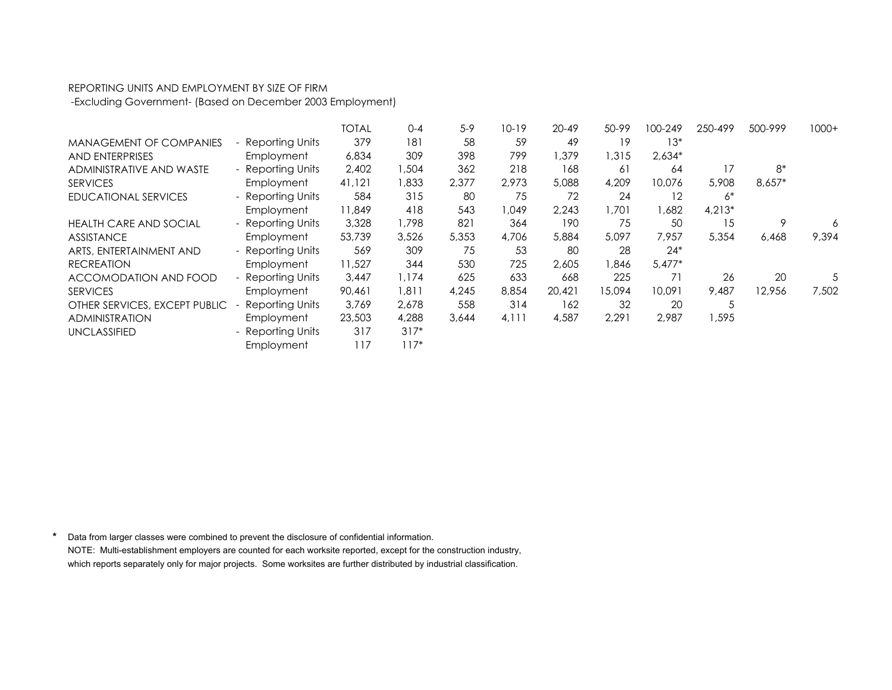REPORTING UNITS AND EMPLOYMENT BY SIZE OF FIRM
-Excluding Government- (Based on December 2003 Employment)

| | | TOTAL | 0-4 | 5-9 | 10-19 | 20-49 | 50-99 | 100-249 | 250-499 | 500-999 | 1000+ |
|---|---|---|---|---|---|---|---|---|---|---|---|
| MANAGEMENT OF COMPANIES | - Reporting Units | 379 | 181 | 58 | 59 | 49 | 19 | 13* | | | |
| AND ENTERPRISES | Employment | 6,834 | 309 | 398 | 799 | 1,379 | 1,315 | 2,634* | | | |
| ADMINISTRATIVE AND WASTE | - Reporting Units | 2,402 | 1,504 | 362 | 218 | 168 | 61 | 64 | 17 | 8* | |
| SERVICES | Employment | 41,121 | 1,833 | 2,377 | 2,973 | 5,088 | 4,209 | 10,076 | 5,908 | 8,657* | |
| EDUCATIONAL SERVICES | - Reporting Units | 584 | 315 | 80 | 75 | 72 | 24 | 12 | 6* | | |
| | Employment | 11,849 | 418 | 543 | 1,049 | 2,243 | 1,701 | 1,682 | 4,213* | | |
| HEALTH CARE AND SOCIAL | - Reporting Units | 3,328 | 1,798 | 821 | 364 | 190 | 75 | 50 | 15 | 9 | 6 |
| ASSISTANCE | Employment | 53,739 | 3,526 | 5,353 | 4,706 | 5,884 | 5,097 | 7,957 | 5,354 | 6,468 | 9,394 |
| ARTS, ENTERTAINMENT AND | - Reporting Units | 569 | 309 | 75 | 53 | 80 | 28 | 24* | | | |
| RECREATION | Employment | 11,527 | 344 | 530 | 725 | 2,605 | 1,846 | 5,477* | | | |
| ACCOMODATION AND FOOD | - Reporting Units | 3,447 | 1,174 | 625 | 633 | 668 | 225 | 71 | 26 | 20 | 5 |
| SERVICES | Employment | 90,461 | 1,811 | 4,245 | 8,854 | 20,421 | 15,094 | 10,091 | 9,487 | 12,956 | 7,502 |
| OTHER SERVICES, EXCEPT PUBLIC | - Reporting Units | 3,769 | 2,678 | 558 | 314 | 162 | 32 | 20 | 5 | | |
| ADMINISTRATION | Employment | 23,503 | 4,288 | 3,644 | 4,111 | 4,587 | 2,291 | 2,987 | 1,595 | | |
| UNCLASSIFIED | - Reporting Units | 317 | 317* | | | | | | | | |
| | Employment | 117 | 117* | | | | | | | | |

* Data from larger classes were combined to prevent the disclosure of confidential information.
NOTE: Multi-establishment employers are counted for each worksite reported, except for the construction industry, which reports separately only for major projects. Some worksites are further distributed by industrial classification.